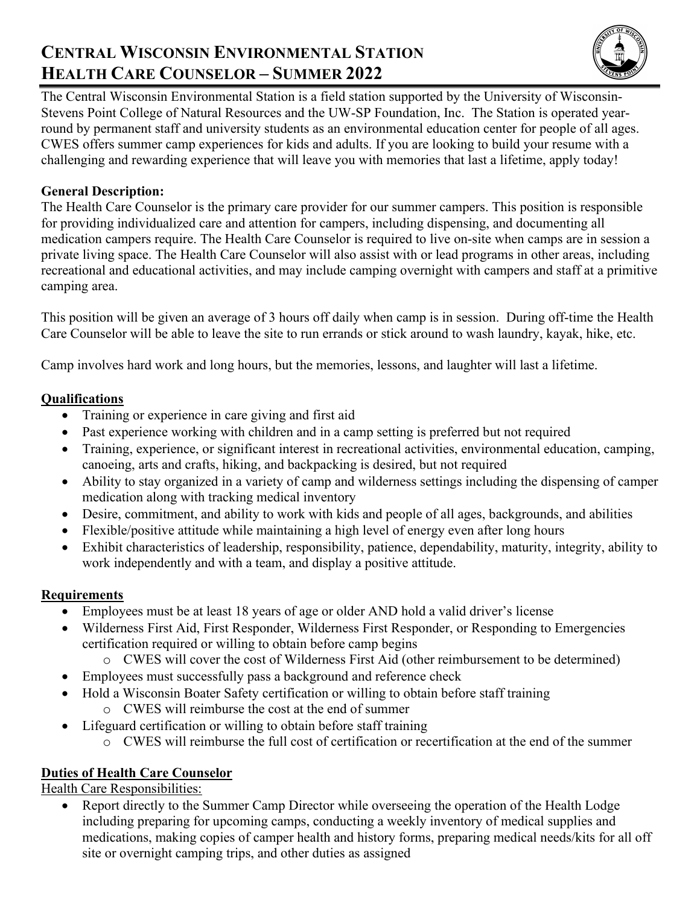# CENTRAL WISCONSIN ENVIRONMENTAL STATION
# HEALTH CARE COUNSELOR – SUMMER 2022

The Central Wisconsin Environmental Station is a field station supported by the University of Wisconsin-Stevens Point College of Natural Resources and the UW-SP Foundation, Inc. The Station is operated year-round by permanent staff and university students as an environmental education center for people of all ages. CWES offers summer camp experiences for kids and adults. If you are looking to build your resume with a challenging and rewarding experience that will leave you with memories that last a lifetime, apply today!

**General Description:**

The Health Care Counselor is the primary care provider for our summer campers. This position is responsible for providing individualized care and attention for campers, including dispensing, and documenting all medication campers require. The Health Care Counselor is required to live on-site when camps are in session a private living space. The Health Care Counselor will also assist with or lead programs in other areas, including recreational and educational activities, and may include camping overnight with campers and staff at a primitive camping area.

This position will be given an average of 3 hours off daily when camp is in session. During off-time the Health Care Counselor will be able to leave the site to run errands or stick around to wash laundry, kayak, hike, etc.

Camp involves hard work and long hours, but the memories, lessons, and laughter will last a lifetime.

## Qualifications

- Training or experience in care giving and first aid
- Past experience working with children and in a camp setting is preferred but not required
- Training, experience, or significant interest in recreational activities, environmental education, camping, canoeing, arts and crafts, hiking, and backpacking is desired, but not required
- Ability to stay organized in a variety of camp and wilderness settings including the dispensing of camper medication along with tracking medical inventory
- Desire, commitment, and ability to work with kids and people of all ages, backgrounds, and abilities
- Flexible/positive attitude while maintaining a high level of energy even after long hours
- Exhibit characteristics of leadership, responsibility, patience, dependability, maturity, integrity, ability to work independently and with a team, and display a positive attitude.

## Requirements

- Employees must be at least 18 years of age or older AND hold a valid driver's license
- Wilderness First Aid, First Responder, Wilderness First Responder, or Responding to Emergencies certification required or willing to obtain before camp begins
  - CWES will cover the cost of Wilderness First Aid (other reimbursement to be determined)
- Employees must successfully pass a background and reference check
- Hold a Wisconsin Boater Safety certification or willing to obtain before staff training
  - CWES will reimburse the cost at the end of summer
- Lifeguard certification or willing to obtain before staff training
  - CWES will reimburse the full cost of certification or recertification at the end of the summer

## Duties of Health Care Counselor

Health Care Responsibilities:

- Report directly to the Summer Camp Director while overseeing the operation of the Health Lodge including preparing for upcoming camps, conducting a weekly inventory of medical supplies and medications, making copies of camper health and history forms, preparing medical needs/kits for all off site or overnight camping trips, and other duties as assigned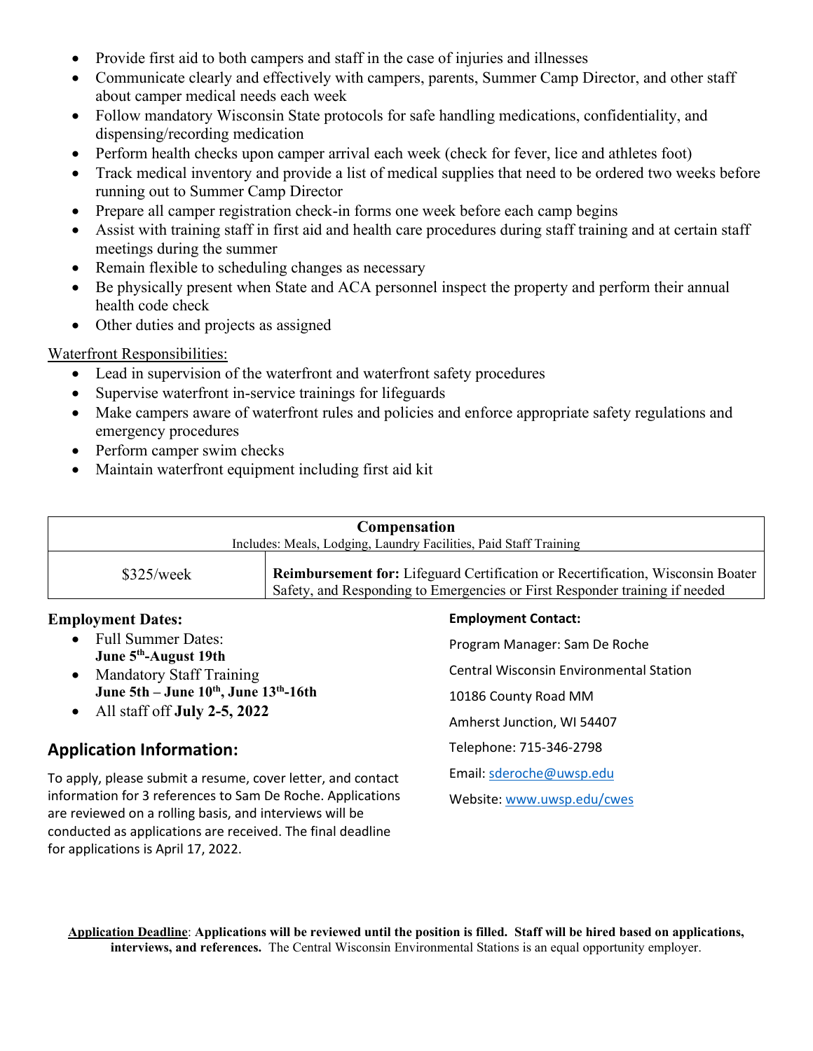- Provide first aid to both campers and staff in the case of injuries and illnesses
- Communicate clearly and effectively with campers, parents, Summer Camp Director, and other staff about camper medical needs each week
- Follow mandatory Wisconsin State protocols for safe handling medications, confidentiality, and dispensing/recording medication
- Perform health checks upon camper arrival each week (check for fever, lice and athletes foot)
- Track medical inventory and provide a list of medical supplies that need to be ordered two weeks before running out to Summer Camp Director
- Prepare all camper registration check-in forms one week before each camp begins
- Assist with training staff in first aid and health care procedures during staff training and at certain staff meetings during the summer
- Remain flexible to scheduling changes as necessary
- Be physically present when State and ACA personnel inspect the property and perform their annual health code check
- Other duties and projects as assigned

Waterfront Responsibilities:

- Lead in supervision of the waterfront and waterfront safety procedures
- Supervise waterfront in-service trainings for lifeguards
- Make campers aware of waterfront rules and policies and enforce appropriate safety regulations and emergency procedures
- Perform camper swim checks
- Maintain waterfront equipment including first aid kit

| **Compensation** Includes: Meals, Lodging, Laundry Facilities, Paid Staff Training | |
|---|---|
| $325/week | **Reimbursement for:** Lifeguard Certification or Recertification, Wisconsin Boater Safety, and Responding to Emergencies or First Responder training if needed |

**Employment Dates:**

- Full Summer Dates: **June 5th-August 19th**
- Mandatory Staff Training **June 5th – June 10th, June 13th-16th**
- All staff off **July 2-5, 2022**

## Application Information:

To apply, please submit a resume, cover letter, and contact information for 3 references to Sam De Roche. Applications are reviewed on a rolling basis, and interviews will be conducted as applications are received. The final deadline for applications is April 17, 2022.

**Employment Contact:**

Program Manager: Sam De Roche

Central Wisconsin Environmental Station

10186 County Road MM

Amherst Junction, WI 54407

Telephone: 715-346-2798

Email: sderoche@uwsp.edu

Website: www.uwsp.edu/cwes

Application Deadline: **Applications will be reviewed until the position is filled. Staff will be hired based on applications, interviews, and references.** The Central Wisconsin Environmental Stations is an equal opportunity employer.